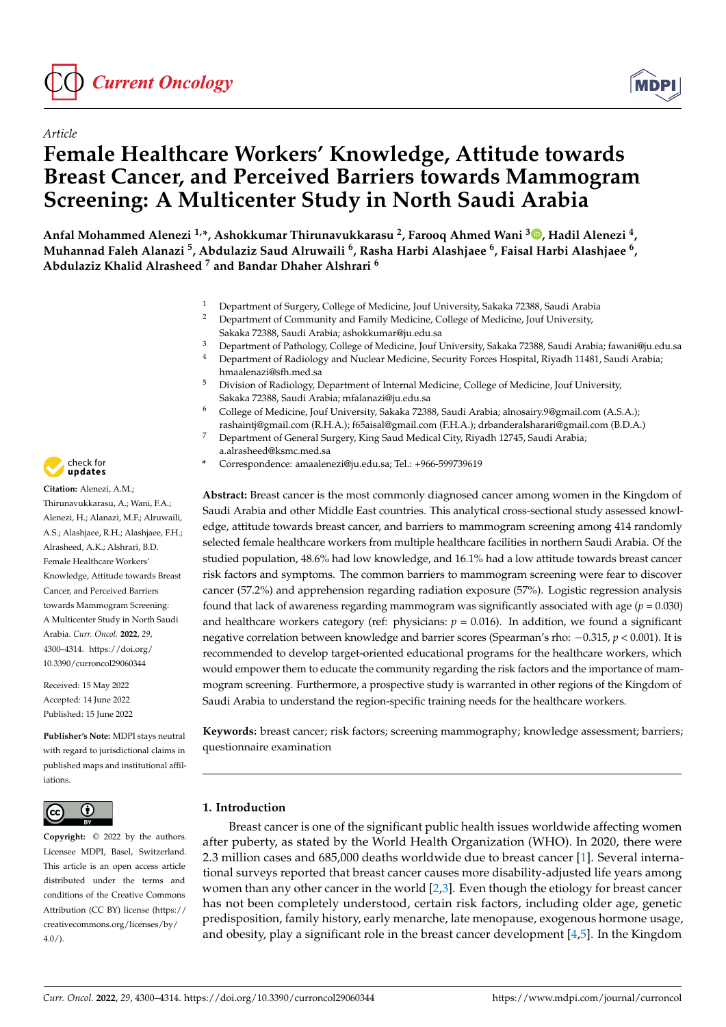*Article*

# Female Healthcare Workers' Knowledge, Attitude towards Breast Cancer, and Perceived Barriers towards Mammogram Screening: A Multicenter Study in North Saudi Arabia

**Anfal Mohammed Alenezi [1,*], Ashokkumar Thirunavukkarasu [2], Farooq Ahmed Wani [3], Hadil Alenezi [4], Muhannad Faleh Alanazi [5], Abdulaziz Saud Alruwaili [6], Rasha Harbi Alashjaee [6], Faisal Harbi Alashjaee [6], Abdulaziz Khalid Alrasheed [7] and Bandar Dhaher Alshrari [6]**

1 Department of Surgery, College of Medicine, Jouf University, Sakaka 72388, Saudi Arabia
2 Department of Community and Family Medicine, College of Medicine, Jouf University, Sakaka 72388, Saudi Arabia; ashokkumar@ju.edu.sa
3 Department of Pathology, College of Medicine, Jouf University, Sakaka 72388, Saudi Arabia; fawani@ju.edu.sa
4 Department of Radiology and Nuclear Medicine, Security Forces Hospital, Riyadh 11481, Saudi Arabia; hmaalenazi@sfh.med.sa
5 Division of Radiology, Department of Internal Medicine, College of Medicine, Jouf University, Sakaka 72388, Saudi Arabia; mfalanazi@ju.edu.sa
6 College of Medicine, Jouf University, Sakaka 72388, Saudi Arabia; alnosairy.9@gmail.com (A.S.A.); rashaintj@gmail.com (R.H.A.); f65aisal@gmail.com (F.H.A.); drbanderalsharari@gmail.com (B.D.A.)
7 Department of General Surgery, King Saud Medical City, Riyadh 12745, Saudi Arabia; a.alrasheed@ksmc.med.sa
* Correspondence: amaalenezi@ju.edu.sa; Tel.: +966-599739619

**Citation:** Alenezi, A.M.; Thirunavukkarasu, A.; Wani, F.A.; Alenezi, H.; Alanazi, M.F.; Alruwaili, A.S.; Alashjaee, R.H.; Alashjaee, F.H.; Alrasheed, A.K.; Alshrari, B.D. Female Healthcare Workers' Knowledge, Attitude towards Breast Cancer, and Perceived Barriers towards Mammogram Screening: A Multicenter Study in North Saudi Arabia. *Curr. Oncol.* **2022**, *29*, 4300–4314. https://doi.org/10.3390/curroncol29060344

Received: 15 May 2022
Accepted: 14 June 2022
Published: 15 June 2022

**Publisher's Note:** MDPI stays neutral with regard to jurisdictional claims in published maps and institutional affiliations.

**Copyright:** © 2022 by the authors. Licensee MDPI, Basel, Switzerland. This article is an open access article distributed under the terms and conditions of the Creative Commons Attribution (CC BY) license (https://creativecommons.org/licenses/by/4.0/).

**Abstract:** Breast cancer is the most commonly diagnosed cancer among women in the Kingdom of Saudi Arabia and other Middle East countries. This analytical cross-sectional study assessed knowledge, attitude towards breast cancer, and barriers to mammogram screening among 414 randomly selected female healthcare workers from multiple healthcare facilities in northern Saudi Arabia. Of the studied population, 48.6% had low knowledge, and 16.1% had a low attitude towards breast cancer risk factors and symptoms. The common barriers to mammogram screening were fear to discover cancer (57.2%) and apprehension regarding radiation exposure (57%). Logistic regression analysis found that lack of awareness regarding mammogram was significantly associated with age ($p = 0.030$) and healthcare workers category (ref: physicians: $p = 0.016$). In addition, we found a significant negative correlation between knowledge and barrier scores (Spearman's rho: −0.315, $p < 0.001$). It is recommended to develop target-oriented educational programs for the healthcare workers, which would empower them to educate the community regarding the risk factors and the importance of mammogram screening. Furthermore, a prospective study is warranted in other regions of the Kingdom of Saudi Arabia to understand the region-specific training needs for the healthcare workers.

**Keywords:** breast cancer; risk factors; screening mammography; knowledge assessment; barriers; questionnaire examination

## 1. Introduction

Breast cancer is one of the significant public health issues worldwide affecting women after puberty, as stated by the World Health Organization (WHO). In 2020, there were 2.3 million cases and 685,000 deaths worldwide due to breast cancer [1]. Several international surveys reported that breast cancer causes more disability-adjusted life years among women than any other cancer in the world [2,3]. Even though the etiology for breast cancer has not been completely understood, certain risk factors, including older age, genetic predisposition, family history, early menarche, late menopause, exogenous hormone usage, and obesity, play a significant role in the breast cancer development [4,5]. In the Kingdom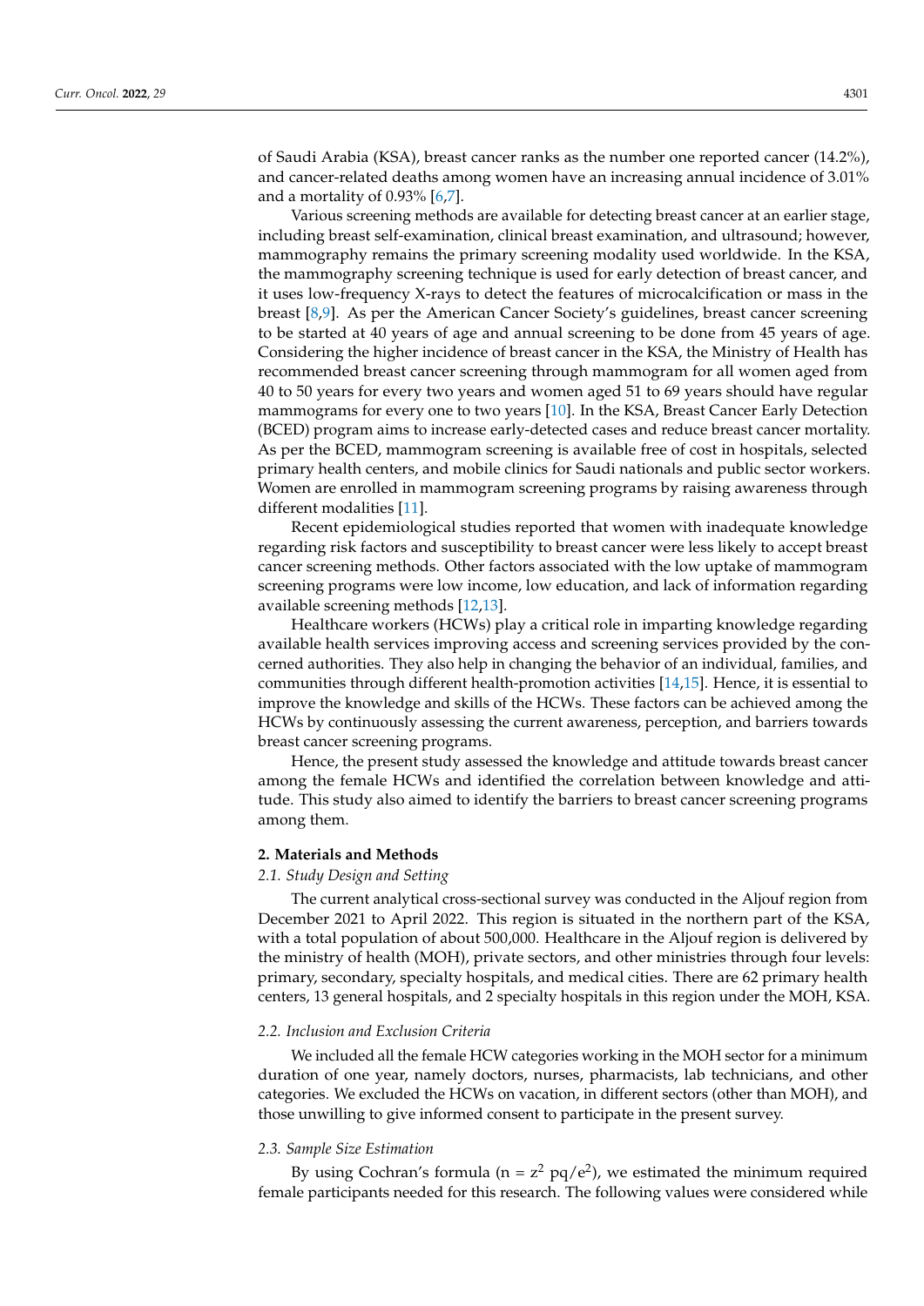of Saudi Arabia (KSA), breast cancer ranks as the number one reported cancer (14.2%), and cancer-related deaths among women have an increasing annual incidence of 3.01% and a mortality of 0.93% [6,7].

Various screening methods are available for detecting breast cancer at an earlier stage, including breast self-examination, clinical breast examination, and ultrasound; however, mammography remains the primary screening modality used worldwide. In the KSA, the mammography screening technique is used for early detection of breast cancer, and it uses low-frequency X-rays to detect the features of microcalcification or mass in the breast [8,9]. As per the American Cancer Society's guidelines, breast cancer screening to be started at 40 years of age and annual screening to be done from 45 years of age. Considering the higher incidence of breast cancer in the KSA, the Ministry of Health has recommended breast cancer screening through mammogram for all women aged from 40 to 50 years for every two years and women aged 51 to 69 years should have regular mammograms for every one to two years [10]. In the KSA, Breast Cancer Early Detection (BCED) program aims to increase early-detected cases and reduce breast cancer mortality. As per the BCED, mammogram screening is available free of cost in hospitals, selected primary health centers, and mobile clinics for Saudi nationals and public sector workers. Women are enrolled in mammogram screening programs by raising awareness through different modalities [11].

Recent epidemiological studies reported that women with inadequate knowledge regarding risk factors and susceptibility to breast cancer were less likely to accept breast cancer screening methods. Other factors associated with the low uptake of mammogram screening programs were low income, low education, and lack of information regarding available screening methods [12,13].

Healthcare workers (HCWs) play a critical role in imparting knowledge regarding available health services improving access and screening services provided by the concerned authorities. They also help in changing the behavior of an individual, families, and communities through different health-promotion activities [14,15]. Hence, it is essential to improve the knowledge and skills of the HCWs. These factors can be achieved among the HCWs by continuously assessing the current awareness, perception, and barriers towards breast cancer screening programs.

Hence, the present study assessed the knowledge and attitude towards breast cancer among the female HCWs and identified the correlation between knowledge and attitude. This study also aimed to identify the barriers to breast cancer screening programs among them.

## 2. Materials and Methods

### *2.1. Study Design and Setting*

The current analytical cross-sectional survey was conducted in the Aljouf region from December 2021 to April 2022. This region is situated in the northern part of the KSA, with a total population of about 500,000. Healthcare in the Aljouf region is delivered by the ministry of health (MOH), private sectors, and other ministries through four levels: primary, secondary, specialty hospitals, and medical cities. There are 62 primary health centers, 13 general hospitals, and 2 specialty hospitals in this region under the MOH, KSA.

### *2.2. Inclusion and Exclusion Criteria*

We included all the female HCW categories working in the MOH sector for a minimum duration of one year, namely doctors, nurses, pharmacists, lab technicians, and other categories. We excluded the HCWs on vacation, in different sectors (other than MOH), and those unwilling to give informed consent to participate in the present survey.

### *2.3. Sample Size Estimation*

By using Cochran's formula ($n = z^2\ pq/e^2$), we estimated the minimum required female participants needed for this research. The following values were considered while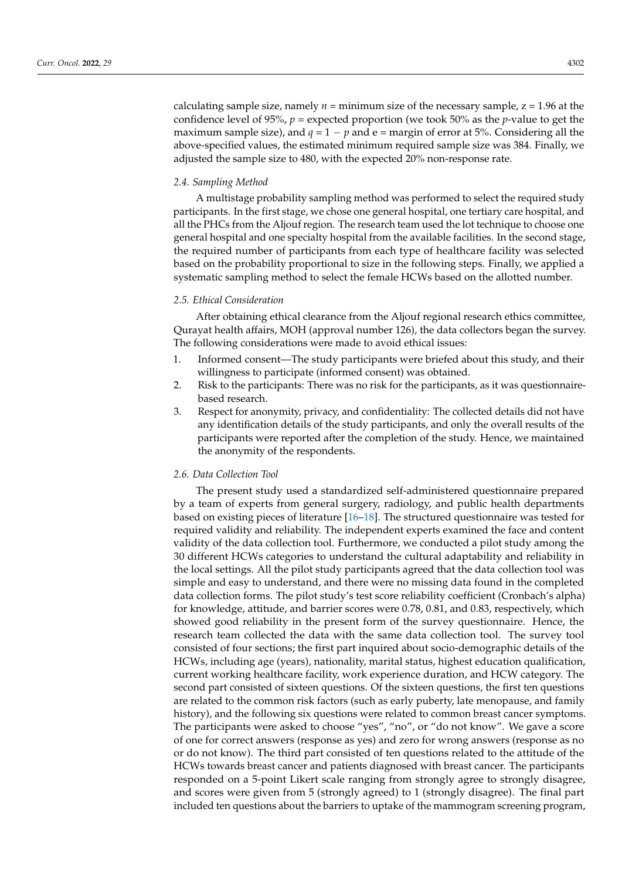calculating sample size, namely $n$ = minimum size of the necessary sample, z = 1.96 at the confidence level of 95%, $p$ = expected proportion (we took 50% as the $p$-value to get the maximum sample size), and $q = 1 - p$ and e = margin of error at 5%. Considering all the above-specified values, the estimated minimum required sample size was 384. Finally, we adjusted the sample size to 480, with the expected 20% non-response rate.

### *2.4. Sampling Method*

A multistage probability sampling method was performed to select the required study participants. In the first stage, we chose one general hospital, one tertiary care hospital, and all the PHCs from the Aljouf region. The research team used the lot technique to choose one general hospital and one specialty hospital from the available facilities. In the second stage, the required number of participants from each type of healthcare facility was selected based on the probability proportional to size in the following steps. Finally, we applied a systematic sampling method to select the female HCWs based on the allotted number.

### *2.5. Ethical Consideration*

After obtaining ethical clearance from the Aljouf regional research ethics committee, Qurayat health affairs, MOH (approval number 126), the data collectors began the survey. The following considerations were made to avoid ethical issues:

1. Informed consent—The study participants were briefed about this study, and their willingness to participate (informed consent) was obtained.
2. Risk to the participants: There was no risk for the participants, as it was questionnaire-based research.
3. Respect for anonymity, privacy, and confidentiality: The collected details did not have any identification details of the study participants, and only the overall results of the participants were reported after the completion of the study. Hence, we maintained the anonymity of the respondents.

### *2.6. Data Collection Tool*

The present study used a standardized self-administered questionnaire prepared by a team of experts from general surgery, radiology, and public health departments based on existing pieces of literature [16–18]. The structured questionnaire was tested for required validity and reliability. The independent experts examined the face and content validity of the data collection tool. Furthermore, we conducted a pilot study among the 30 different HCWs categories to understand the cultural adaptability and reliability in the local settings. All the pilot study participants agreed that the data collection tool was simple and easy to understand, and there were no missing data found in the completed data collection forms. The pilot study's test score reliability coefficient (Cronbach's alpha) for knowledge, attitude, and barrier scores were 0.78, 0.81, and 0.83, respectively, which showed good reliability in the present form of the survey questionnaire. Hence, the research team collected the data with the same data collection tool. The survey tool consisted of four sections; the first part inquired about socio-demographic details of the HCWs, including age (years), nationality, marital status, highest education qualification, current working healthcare facility, work experience duration, and HCW category. The second part consisted of sixteen questions. Of the sixteen questions, the first ten questions are related to the common risk factors (such as early puberty, late menopause, and family history), and the following six questions were related to common breast cancer symptoms. The participants were asked to choose "yes", "no", or "do not know". We gave a score of one for correct answers (response as yes) and zero for wrong answers (response as no or do not know). The third part consisted of ten questions related to the attitude of the HCWs towards breast cancer and patients diagnosed with breast cancer. The participants responded on a 5-point Likert scale ranging from strongly agree to strongly disagree, and scores were given from 5 (strongly agreed) to 1 (strongly disagree). The final part included ten questions about the barriers to uptake of the mammogram screening program,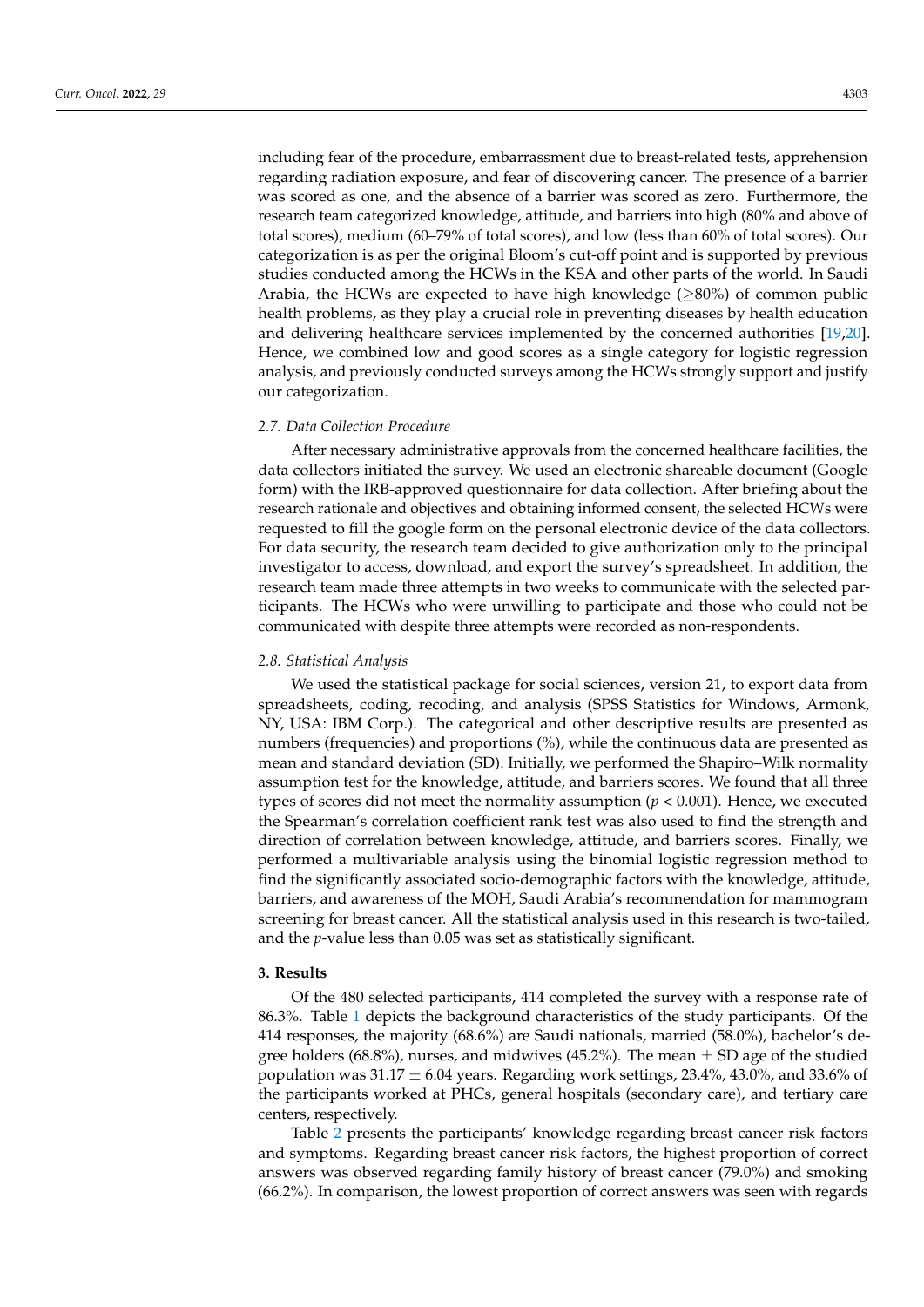including fear of the procedure, embarrassment due to breast-related tests, apprehension regarding radiation exposure, and fear of discovering cancer. The presence of a barrier was scored as one, and the absence of a barrier was scored as zero. Furthermore, the research team categorized knowledge, attitude, and barriers into high (80% and above of total scores), medium (60–79% of total scores), and low (less than 60% of total scores). Our categorization is as per the original Bloom's cut-off point and is supported by previous studies conducted among the HCWs in the KSA and other parts of the world. In Saudi Arabia, the HCWs are expected to have high knowledge (≥80%) of common public health problems, as they play a crucial role in preventing diseases by health education and delivering healthcare services implemented by the concerned authorities [19,20]. Hence, we combined low and good scores as a single category for logistic regression analysis, and previously conducted surveys among the HCWs strongly support and justify our categorization.

### *2.7. Data Collection Procedure*

After necessary administrative approvals from the concerned healthcare facilities, the data collectors initiated the survey. We used an electronic shareable document (Google form) with the IRB-approved questionnaire for data collection. After briefing about the research rationale and objectives and obtaining informed consent, the selected HCWs were requested to fill the google form on the personal electronic device of the data collectors. For data security, the research team decided to give authorization only to the principal investigator to access, download, and export the survey's spreadsheet. In addition, the research team made three attempts in two weeks to communicate with the selected participants. The HCWs who were unwilling to participate and those who could not be communicated with despite three attempts were recorded as non-respondents.

### *2.8. Statistical Analysis*

We used the statistical package for social sciences, version 21, to export data from spreadsheets, coding, recoding, and analysis (SPSS Statistics for Windows, Armonk, NY, USA: IBM Corp.). The categorical and other descriptive results are presented as numbers (frequencies) and proportions (%), while the continuous data are presented as mean and standard deviation (SD). Initially, we performed the Shapiro–Wilk normality assumption test for the knowledge, attitude, and barriers scores. We found that all three types of scores did not meet the normality assumption ($p < 0.001$). Hence, we executed the Spearman's correlation coefficient rank test was also used to find the strength and direction of correlation between knowledge, attitude, and barriers scores. Finally, we performed a multivariable analysis using the binomial logistic regression method to find the significantly associated socio-demographic factors with the knowledge, attitude, barriers, and awareness of the MOH, Saudi Arabia's recommendation for mammogram screening for breast cancer. All the statistical analysis used in this research is two-tailed, and the *p*-value less than 0.05 was set as statistically significant.

## **3. Results**

Of the 480 selected participants, 414 completed the survey with a response rate of 86.3%. Table 1 depicts the background characteristics of the study participants. Of the 414 responses, the majority (68.6%) are Saudi nationals, married (58.0%), bachelor's degree holders (68.8%), nurses, and midwives (45.2%). The mean ± SD age of the studied population was 31.17 ± 6.04 years. Regarding work settings, 23.4%, 43.0%, and 33.6% of the participants worked at PHCs, general hospitals (secondary care), and tertiary care centers, respectively.

Table 2 presents the participants' knowledge regarding breast cancer risk factors and symptoms. Regarding breast cancer risk factors, the highest proportion of correct answers was observed regarding family history of breast cancer (79.0%) and smoking (66.2%). In comparison, the lowest proportion of correct answers was seen with regards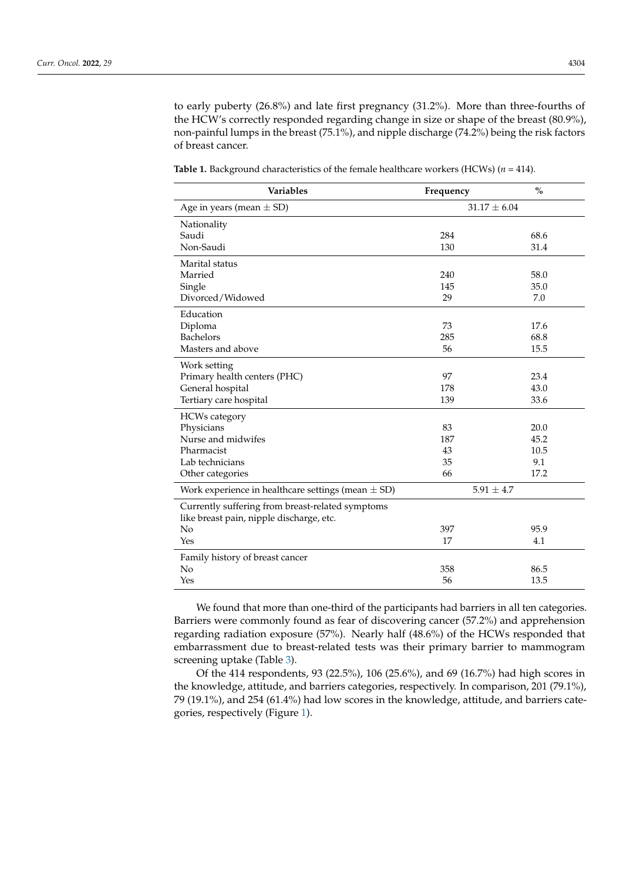to early puberty (26.8%) and late first pregnancy (31.2%). More than three-fourths of the HCW's correctly responded regarding change in size or shape of the breast (80.9%), non-painful lumps in the breast (75.1%), and nipple discharge (74.2%) being the risk factors of breast cancer.

**Table 1.** Background characteristics of the female healthcare workers (HCWs) (*n* = 414).

| Variables | Frequency | % |
|---|---|---|
| Age in years (mean ± SD) | 31.17 ± 6.04 | |
| Nationality | | |
| Saudi | 284 | 68.6 |
| Non-Saudi | 130 | 31.4 |
| Marital status | | |
| Married | 240 | 58.0 |
| Single | 145 | 35.0 |
| Divorced/Widowed | 29 | 7.0 |
| Education | | |
| Diploma | 73 | 17.6 |
| Bachelors | 285 | 68.8 |
| Masters and above | 56 | 15.5 |
| Work setting | | |
| Primary health centers (PHC) | 97 | 23.4 |
| General hospital | 178 | 43.0 |
| Tertiary care hospital | 139 | 33.6 |
| HCWs category | | |
| Physicians | 83 | 20.0 |
| Nurse and midwifes | 187 | 45.2 |
| Pharmacist | 43 | 10.5 |
| Lab technicians | 35 | 9.1 |
| Other categories | 66 | 17.2 |
| Work experience in healthcare settings (mean ± SD) | 5.91 ± 4.7 | |
| Currently suffering from breast-related symptoms like breast pain, nipple discharge, etc. | | |
| No | 397 | 95.9 |
| Yes | 17 | 4.1 |
| Family history of breast cancer | | |
| No | 358 | 86.5 |
| Yes | 56 | 13.5 |

We found that more than one-third of the participants had barriers in all ten categories. Barriers were commonly found as fear of discovering cancer (57.2%) and apprehension regarding radiation exposure (57%). Nearly half (48.6%) of the HCWs responded that embarrassment due to breast-related tests was their primary barrier to mammogram screening uptake (Table 3).

Of the 414 respondents, 93 (22.5%), 106 (25.6%), and 69 (16.7%) had high scores in the knowledge, attitude, and barriers categories, respectively. In comparison, 201 (79.1%), 79 (19.1%), and 254 (61.4%) had low scores in the knowledge, attitude, and barriers categories, respectively (Figure 1).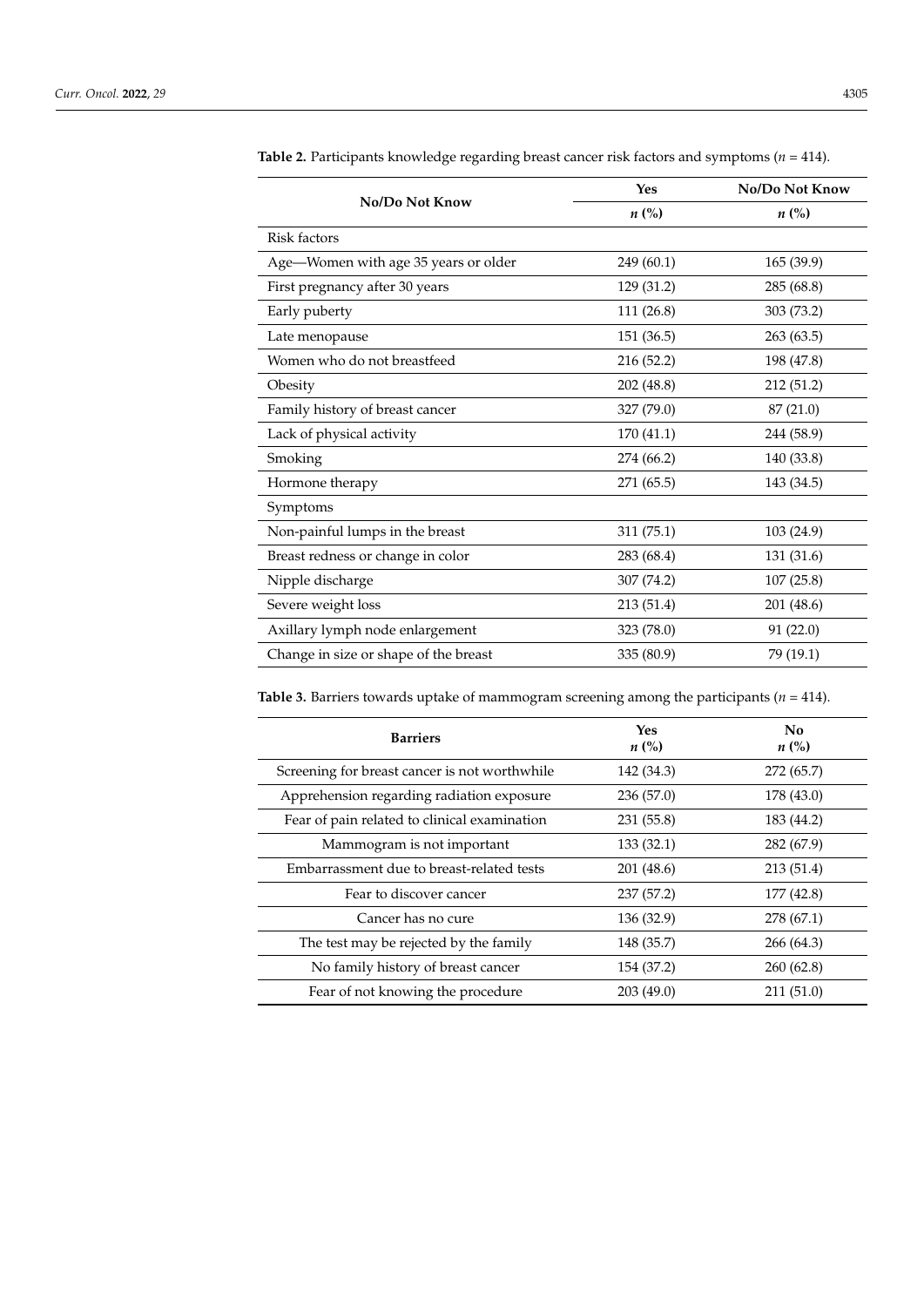**Table 2.** Participants knowledge regarding breast cancer risk factors and symptoms ($n$ = 414).

| No/Do Not Know | Yes | No/Do Not Know |
|---|---|---|
| | $n$ (%) | $n$ (%) |
| Risk factors | | |
| Age—Women with age 35 years or older | 249 (60.1) | 165 (39.9) |
| First pregnancy after 30 years | 129 (31.2) | 285 (68.8) |
| Early puberty | 111 (26.8) | 303 (73.2) |
| Late menopause | 151 (36.5) | 263 (63.5) |
| Women who do not breastfeed | 216 (52.2) | 198 (47.8) |
| Obesity | 202 (48.8) | 212 (51.2) |
| Family history of breast cancer | 327 (79.0) | 87 (21.0) |
| Lack of physical activity | 170 (41.1) | 244 (58.9) |
| Smoking | 274 (66.2) | 140 (33.8) |
| Hormone therapy | 271 (65.5) | 143 (34.5) |
| Symptoms | | |
| Non-painful lumps in the breast | 311 (75.1) | 103 (24.9) |
| Breast redness or change in color | 283 (68.4) | 131 (31.6) |
| Nipple discharge | 307 (74.2) | 107 (25.8) |
| Severe weight loss | 213 (51.4) | 201 (48.6) |
| Axillary lymph node enlargement | 323 (78.0) | 91 (22.0) |
| Change in size or shape of the breast | 335 (80.9) | 79 (19.1) |

**Table 3.** Barriers towards uptake of mammogram screening among the participants ($n$ = 414).

| Barriers | Yes $n$ (%) | No $n$ (%) |
|---|---|---|
| Screening for breast cancer is not worthwhile | 142 (34.3) | 272 (65.7) |
| Apprehension regarding radiation exposure | 236 (57.0) | 178 (43.0) |
| Fear of pain related to clinical examination | 231 (55.8) | 183 (44.2) |
| Mammogram is not important | 133 (32.1) | 282 (67.9) |
| Embarrassment due to breast-related tests | 201 (48.6) | 213 (51.4) |
| Fear to discover cancer | 237 (57.2) | 177 (42.8) |
| Cancer has no cure | 136 (32.9) | 278 (67.1) |
| The test may be rejected by the family | 148 (35.7) | 266 (64.3) |
| No family history of breast cancer | 154 (37.2) | 260 (62.8) |
| Fear of not knowing the procedure | 203 (49.0) | 211 (51.0) |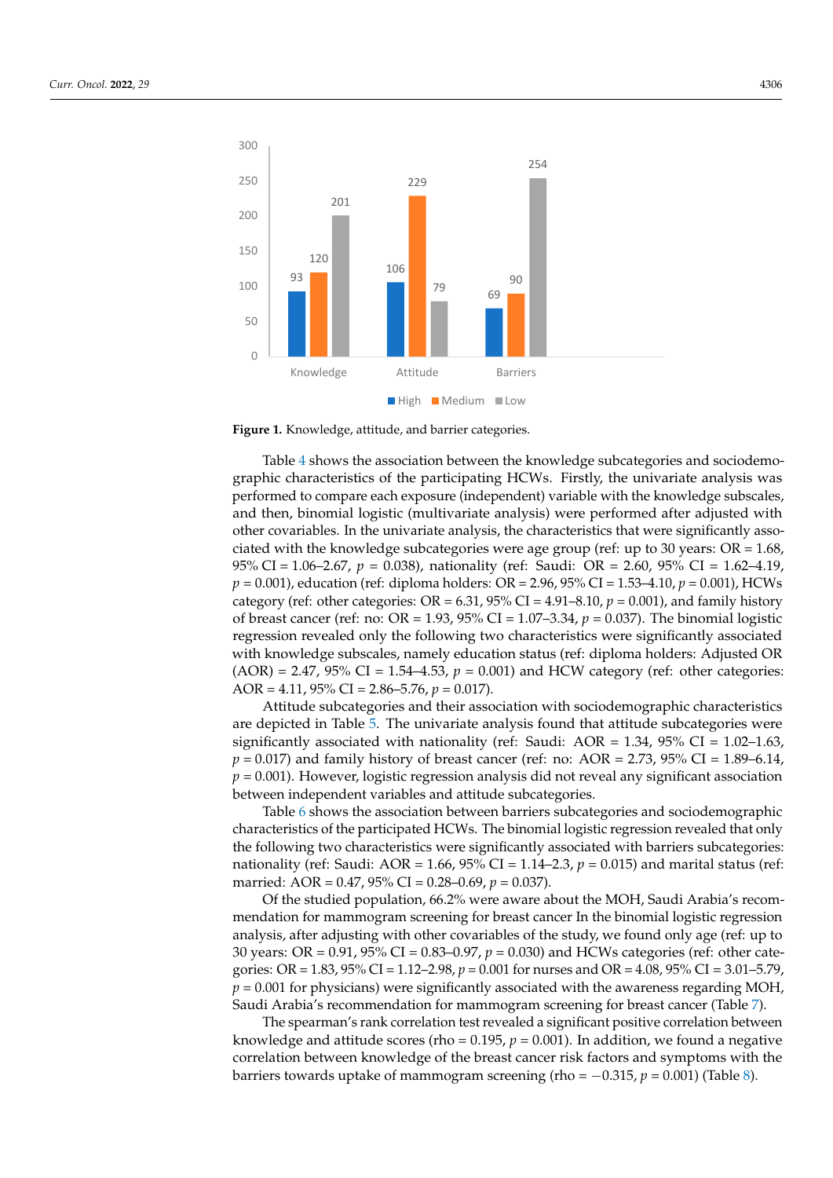Figure 1. Knowledge, attitude, and barrier categories.

Table 4 shows the association between the knowledge subcategories and sociodemographic characteristics of the participating HCWs. Firstly, the univariate analysis was performed to compare each exposure (independent) variable with the knowledge subscales, and then, binomial logistic (multivariate analysis) were performed after adjusted with other covariables. In the univariate analysis, the characteristics that were significantly associated with the knowledge subcategories were age group (ref: up to 30 years: OR = 1.68, 95% CI = 1.06–2.67, $p$ = 0.038), nationality (ref: Saudi: OR = 2.60, 95% CI = 1.62–4.19, $p$ = 0.001), education (ref: diploma holders: OR = 2.96, 95% CI = 1.53–4.10, $p$ = 0.001), HCWs category (ref: other categories: OR = 6.31, 95% CI = 4.91–8.10, $p$ = 0.001), and family history of breast cancer (ref: no: OR = 1.93, 95% CI = 1.07–3.34, $p$ = 0.037). The binomial logistic regression revealed only the following two characteristics were significantly associated with knowledge subscales, namely education status (ref: diploma holders: Adjusted OR (AOR) = 2.47, 95% CI = 1.54–4.53, $p$ = 0.001) and HCW category (ref: other categories: AOR = 4.11, 95% CI = 2.86–5.76, $p$ = 0.017).

Attitude subcategories and their association with sociodemographic characteristics are depicted in Table 5. The univariate analysis found that attitude subcategories were significantly associated with nationality (ref: Saudi: AOR = 1.34, 95% CI = 1.02–1.63, $p$ = 0.017) and family history of breast cancer (ref: no: AOR = 2.73, 95% CI = 1.89–6.14, $p$ = 0.001). However, logistic regression analysis did not reveal any significant association between independent variables and attitude subcategories.

Table 6 shows the association between barriers subcategories and sociodemographic characteristics of the participated HCWs. The binomial logistic regression revealed that only the following two characteristics were significantly associated with barriers subcategories: nationality (ref: Saudi: AOR = 1.66, 95% CI = 1.14–2.3, $p$ = 0.015) and marital status (ref: married: AOR = 0.47, 95% CI = 0.28–0.69, $p$ = 0.037).

Of the studied population, 66.2% were aware about the MOH, Saudi Arabia's recommendation for mammogram screening for breast cancer In the binomial logistic regression analysis, after adjusting with other covariables of the study, we found only age (ref: up to 30 years: OR = 0.91, 95% CI = 0.83–0.97, $p$ = 0.030) and HCWs categories (ref: other categories: OR = 1.83, 95% CI = 1.12–2.98, $p$ = 0.001 for nurses and OR = 4.08, 95% CI = 3.01–5.79, $p$ = 0.001 for physicians) were significantly associated with the awareness regarding MOH, Saudi Arabia's recommendation for mammogram screening for breast cancer (Table 7).

The spearman's rank correlation test revealed a significant positive correlation between knowledge and attitude scores (rho = 0.195, $p$ = 0.001). In addition, we found a negative correlation between knowledge of the breast cancer risk factors and symptoms with the barriers towards uptake of mammogram screening (rho = −0.315, $p$ = 0.001) (Table 8).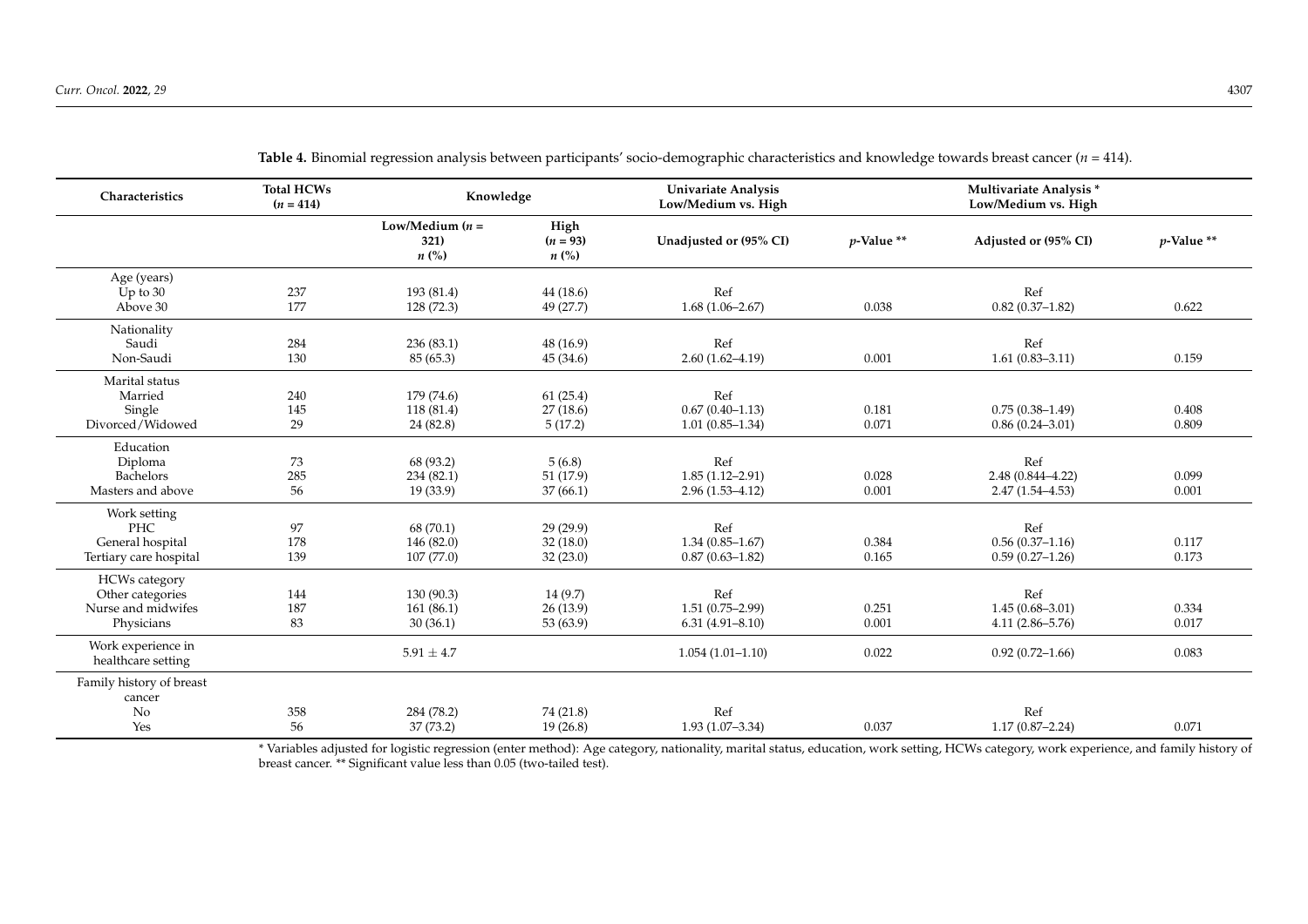**Table 4.** Binomial regression analysis between participants' socio-demographic characteristics and knowledge towards breast cancer ($n$ = 414).

| Characteristics | Total HCWs ($n$ = 414) | Knowledge | | Univariate Analysis Low/Medium vs. High | | Multivariate Analysis * Low/Medium vs. High | |
|---|---|---|---|---|---|---|---|
| | | Low/Medium ($n$ = 321) $n$ (%) | High ($n$ = 93) $n$ (%) | Unadjusted or (95% CI) | $p$-Value ** | Adjusted or (95% CI) | $p$-Value ** |
| Age (years) | | | | | | | |
| Up to 30 | 237 | 193 (81.4) | 44 (18.6) | Ref | | Ref | |
| Above 30 | 177 | 128 (72.3) | 49 (27.7) | 1.68 (1.06–2.67) | 0.038 | 0.82 (0.37–1.82) | 0.622 |
| Nationality | | | | | | | |
| Saudi | 284 | 236 (83.1) | 48 (16.9) | Ref | | Ref | |
| Non-Saudi | 130 | 85 (65.3) | 45 (34.6) | 2.60 (1.62–4.19) | 0.001 | 1.61 (0.83–3.11) | 0.159 |
| Marital status | | | | | | | |
| Married | 240 | 179 (74.6) | 61 (25.4) | Ref | | | |
| Single | 145 | 118 (81.4) | 27 (18.6) | 0.67 (0.40–1.13) | 0.181 | 0.75 (0.38–1.49) | 0.408 |
| Divorced/Widowed | 29 | 24 (82.8) | 5 (17.2) | 1.01 (0.85–1.34) | 0.071 | 0.86 (0.24–3.01) | 0.809 |
| Education | | | | | | | |
| Diploma | 73 | 68 (93.2) | 5 (6.8) | Ref | | Ref | |
| Bachelors | 285 | 234 (82.1) | 51 (17.9) | 1.85 (1.12–2.91) | 0.028 | 2.48 (0.844–4.22) | 0.099 |
| Masters and above | 56 | 19 (33.9) | 37 (66.1) | 2.96 (1.53–4.12) | 0.001 | 2.47 (1.54–4.53) | 0.001 |
| Work setting | | | | | | | |
| PHC | 97 | 68 (70.1) | 29 (29.9) | Ref | | Ref | |
| General hospital | 178 | 146 (82.0) | 32 (18.0) | 1.34 (0.85–1.67) | 0.384 | 0.56 (0.37–1.16) | 0.117 |
| Tertiary care hospital | 139 | 107 (77.0) | 32 (23.0) | 0.87 (0.63–1.82) | 0.165 | 0.59 (0.27–1.26) | 0.173 |
| HCWs category | | | | | | | |
| Other categories | 144 | 130 (90.3) | 14 (9.7) | Ref | | Ref | |
| Nurse and midwifes | 187 | 161 (86.1) | 26 (13.9) | 1.51 (0.75–2.99) | 0.251 | 1.45 (0.68–3.01) | 0.334 |
| Physicians | 83 | 30 (36.1) | 53 (63.9) | 6.31 (4.91–8.10) | 0.001 | 4.11 (2.86–5.76) | 0.017 |
| Work experience in healthcare setting | | $5.91 \pm 4.7$ | | 1.054 (1.01–1.10) | 0.022 | 0.92 (0.72–1.66) | 0.083 |
| Family history of breast cancer | | | | | | | |
| No | 358 | 284 (78.2) | 74 (21.8) | Ref | | Ref | |
| Yes | 56 | 37 (73.2) | 19 (26.8) | 1.93 (1.07–3.34) | 0.037 | 1.17 (0.87–2.24) | 0.071 |

* Variables adjusted for logistic regression (enter method): Age category, nationality, marital status, education, work setting, HCWs category, work experience, and family history of breast cancer. ** Significant value less than 0.05 (two-tailed test).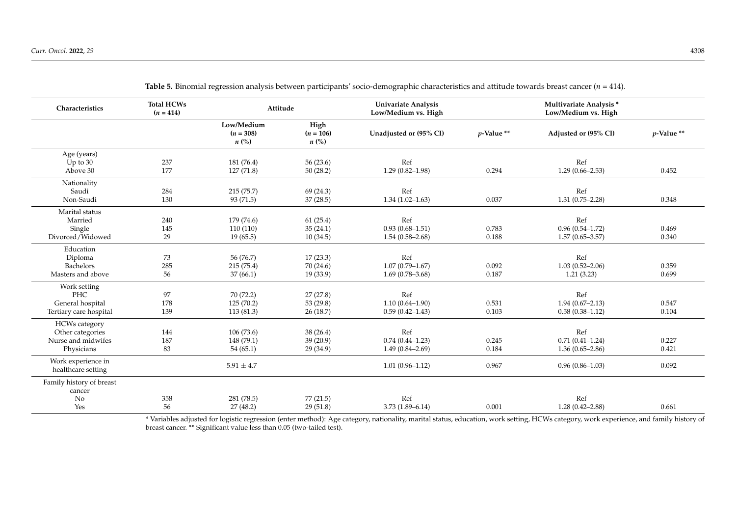**Table 5.** Binomial regression analysis between participants' socio-demographic characteristics and attitude towards breast cancer ($n$ = 414).

| Characteristics | Total HCWs ($n$ = 414) | Attitude | | Univariate Analysis Low/Medium vs. High | | Multivariate Analysis * Low/Medium vs. High | |
|---|---|---|---|---|---|---|---|
| | | Low/Medium ($n$ = 308) $n$ (%) | High ($n$ = 106) $n$ (%) | Unadjusted or (95% CI) | $p$-Value ** | Adjusted or (95% CI) | $p$-Value ** |
| Age (years) | | | | | | | |
| Up to 30 | 237 | 181 (76.4) | 56 (23.6) | Ref | | Ref | |
| Above 30 | 177 | 127 (71.8) | 50 (28.2) | 1.29 (0.82–1.98) | 0.294 | 1.29 (0.66–2.53) | 0.452 |
| Nationality | | | | | | | |
| Saudi | 284 | 215 (75.7) | 69 (24.3) | Ref | | Ref | |
| Non-Saudi | 130 | 93 (71.5) | 37 (28.5) | 1.34 (1.02–1.63) | 0.037 | 1.31 (0.75–2.28) | 0.348 |
| Marital status | | | | | | | |
| Married | 240 | 179 (74.6) | 61 (25.4) | Ref | | Ref | |
| Single | 145 | 110 (110) | 35 (24.1) | 0.93 (0.68–1.51) | 0.783 | 0.96 (0.54–1.72) | 0.469 |
| Divorced/Widowed | 29 | 19 (65.5) | 10 (34.5) | 1.54 (0.58–2.68) | 0.188 | 1.57 (0.65–3.57) | 0.340 |
| Education | | | | | | | |
| Diploma | 73 | 56 (76.7) | 17 (23.3) | Ref | | Ref | |
| Bachelors | 285 | 215 (75.4) | 70 (24.6) | 1.07 (0.79–1.67) | 0.092 | 1.03 (0.52–2.06) | 0.359 |
| Masters and above | 56 | 37 (66.1) | 19 (33.9) | 1.69 (0.78–3.68) | 0.187 | 1.21 (3.23) | 0.699 |
| Work setting | | | | | | | |
| PHC | 97 | 70 (72.2) | 27 (27.8) | Ref | | Ref | |
| General hospital | 178 | 125 (70.2) | 53 (29.8) | 1.10 (0.64–1.90) | 0.531 | 1.94 (0.67–2.13) | 0.547 |
| Tertiary care hospital | 139 | 113 (81.3) | 26 (18.7) | 0.59 (0.42–1.43) | 0.103 | 0.58 (0.38–1.12) | 0.104 |
| HCWs category | | | | | | | |
| Other categories | 144 | 106 (73.6) | 38 (26.4) | Ref | | Ref | |
| Nurse and midwifes | 187 | 148 (79.1) | 39 (20.9) | 0.74 (0.44–1.23) | 0.245 | 0.71 (0.41–1.24) | 0.227 |
| Physicians | 83 | 54 (65.1) | 29 (34.9) | 1.49 (0.84–2.69) | 0.184 | 1.36 (0.65–2.86) | 0.421 |
| Work experience in healthcare setting | | 5.91 ± 4.7 | | 1.01 (0.96–1.12) | 0.967 | 0.96 (0.86–1.03) | 0.092 |
| Family history of breast cancer | | | | | | | |
| No | 358 | 281 (78.5) | 77 (21.5) | Ref | | Ref | |
| Yes | 56 | 27 (48.2) | 29 (51.8) | 3.73 (1.89–6.14) | 0.001 | 1.28 (0.42–2.88) | 0.661 |

* Variables adjusted for logistic regression (enter method): Age category, nationality, marital status, education, work setting, HCWs category, work experience, and family history of breast cancer. ** Significant value less than 0.05 (two-tailed test).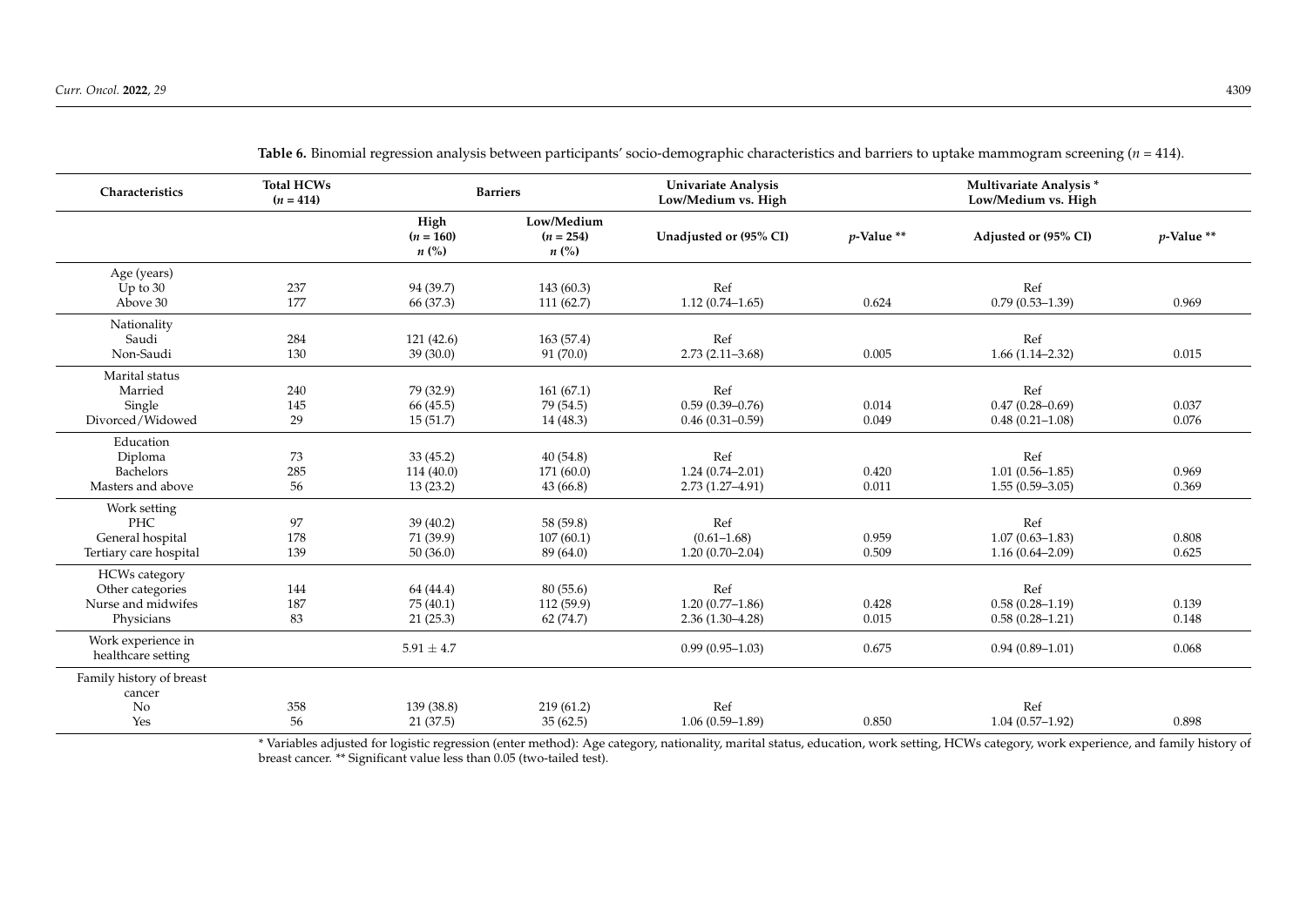**Table 6.** Binomial regression analysis between participants' socio-demographic characteristics and barriers to uptake mammogram screening ($n$ = 414).

| Characteristics | Total HCWs ($n$ = 414) | Barriers | | Univariate Analysis Low/Medium vs. High | | Multivariate Analysis * Low/Medium vs. High | |
|---|---|---|---|---|---|---|---|
| | | High ($n$ = 160) $n$ (%) | Low/Medium ($n$ = 254) $n$ (%) | Unadjusted or (95% CI) | $p$-Value ** | Adjusted or (95% CI) | $p$-Value ** |
| Age (years) | | | | | | | |
| Up to 30 | 237 | 94 (39.7) | 143 (60.3) | Ref | | Ref | |
| Above 30 | 177 | 66 (37.3) | 111 (62.7) | 1.12 (0.74–1.65) | 0.624 | 0.79 (0.53–1.39) | 0.969 |
| Nationality | | | | | | | |
| Saudi | 284 | 121 (42.6) | 163 (57.4) | Ref | | Ref | |
| Non-Saudi | 130 | 39 (30.0) | 91 (70.0) | 2.73 (2.11–3.68) | 0.005 | 1.66 (1.14–2.32) | 0.015 |
| Marital status | | | | | | | |
| Married | 240 | 79 (32.9) | 161 (67.1) | Ref | | Ref | |
| Single | 145 | 66 (45.5) | 79 (54.5) | 0.59 (0.39–0.76) | 0.014 | 0.47 (0.28–0.69) | 0.037 |
| Divorced/Widowed | 29 | 15 (51.7) | 14 (48.3) | 0.46 (0.31–0.59) | 0.049 | 0.48 (0.21–1.08) | 0.076 |
| Education | | | | | | | |
| Diploma | 73 | 33 (45.2) | 40 (54.8) | Ref | | Ref | |
| Bachelors | 285 | 114 (40.0) | 171 (60.0) | 1.24 (0.74–2.01) | 0.420 | 1.01 (0.56–1.85) | 0.969 |
| Masters and above | 56 | 13 (23.2) | 43 (66.8) | 2.73 (1.27–4.91) | 0.011 | 1.55 (0.59–3.05) | 0.369 |
| Work setting | | | | | | | |
| PHC | 97 | 39 (40.2) | 58 (59.8) | Ref | | Ref | |
| General hospital | 178 | 71 (39.9) | 107 (60.1) | (0.61–1.68) | 0.959 | 1.07 (0.63–1.83) | 0.808 |
| Tertiary care hospital | 139 | 50 (36.0) | 89 (64.0) | 1.20 (0.70–2.04) | 0.509 | 1.16 (0.64–2.09) | 0.625 |
| HCWs category | | | | | | | |
| Other categories | 144 | 64 (44.4) | 80 (55.6) | Ref | | Ref | |
| Nurse and midwifes | 187 | 75 (40.1) | 112 (59.9) | 1.20 (0.77–1.86) | 0.428 | 0.58 (0.28–1.19) | 0.139 |
| Physicians | 83 | 21 (25.3) | 62 (74.7) | 2.36 (1.30–4.28) | 0.015 | 0.58 (0.28–1.21) | 0.148 |
| Work experience in healthcare setting | | 5.91 ± 4.7 | | 0.99 (0.95–1.03) | 0.675 | 0.94 (0.89–1.01) | 0.068 |
| Family history of breast cancer | | | | | | | |
| No | 358 | 139 (38.8) | 219 (61.2) | Ref | | Ref | |
| Yes | 56 | 21 (37.5) | 35 (62.5) | 1.06 (0.59–1.89) | 0.850 | 1.04 (0.57–1.92) | 0.898 |

* Variables adjusted for logistic regression (enter method): Age category, nationality, marital status, education, work setting, HCWs category, work experience, and family history of breast cancer. ** Significant value less than 0.05 (two-tailed test).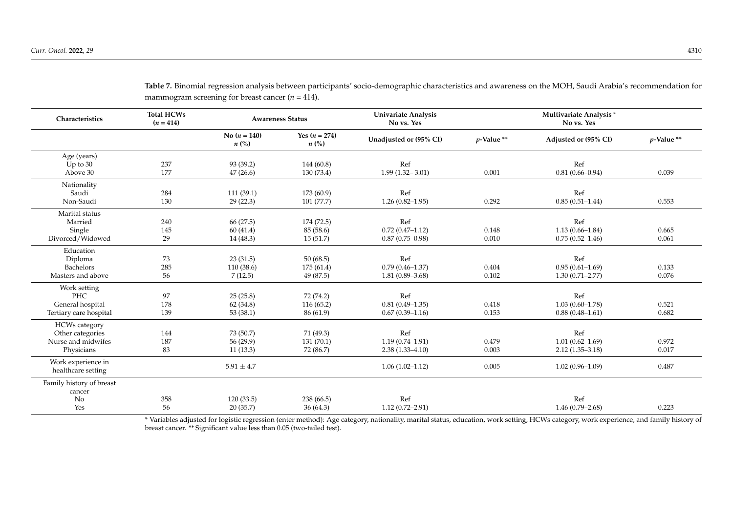**Table 7.** Binomial regression analysis between participants' socio-demographic characteristics and awareness on the MOH, Saudi Arabia's recommendation for mammogram screening for breast cancer ($n$ = 414).

| Characteristics | Total HCWs ($n$ = 414) | Awareness Status | | Univariate Analysis No vs. Yes | | Multivariate Analysis * No vs. Yes | |
|---|---|---|---|---|---|---|---|
| | | No ($n$ = 140) $n$ (%) | Yes ($n$ = 274) $n$ (%) | Unadjusted or (95% CI) | $p$-Value ** | Adjusted or (95% CI) | $p$-Value ** |
| Age (years) | | | | | | | |
| Up to 30 | 237 | 93 (39.2) | 144 (60.8) | Ref | | Ref | |
| Above 30 | 177 | 47 (26.6) | 130 (73.4) | 1.99 (1.32– 3.01) | 0.001 | 0.81 (0.66–0.94) | 0.039 |
| Nationality | | | | | | | |
| Saudi | 284 | 111 (39.1) | 173 (60.9) | Ref | | Ref | |
| Non-Saudi | 130 | 29 (22.3) | 101 (77.7) | 1.26 (0.82–1.95) | 0.292 | 0.85 (0.51–1.44) | 0.553 |
| Marital status | | | | | | | |
| Married | 240 | 66 (27.5) | 174 (72.5) | Ref | | Ref | |
| Single | 145 | 60 (41.4) | 85 (58.6) | 0.72 (0.47–1.12) | 0.148 | 1.13 (0.66–1.84) | 0.665 |
| Divorced/Widowed | 29 | 14 (48.3) | 15 (51.7) | 0.87 (0.75–0.98) | 0.010 | 0.75 (0.52–1.46) | 0.061 |
| Education | | | | | | | |
| Diploma | 73 | 23 (31.5) | 50 (68.5) | Ref | | Ref | |
| Bachelors | 285 | 110 (38.6) | 175 (61.4) | 0.79 (0.46–1.37) | 0.404 | 0.95 (0.61–1.69) | 0.133 |
| Masters and above | 56 | 7 (12.5) | 49 (87.5) | 1.81 (0.89–3.68) | 0.102 | 1.30 (0.71–2.77) | 0.076 |
| Work setting | | | | | | | |
| PHC | 97 | 25 (25.8) | 72 (74.2) | Ref | | Ref | |
| General hospital | 178 | 62 (34.8) | 116 (65.2) | 0.81 (0.49–1.35) | 0.418 | 1.03 (0.60–1.78) | 0.521 |
| Tertiary care hospital | 139 | 53 (38.1) | 86 (61.9) | 0.67 (0.39–1.16) | 0.153 | 0.88 (0.48–1.61) | 0.682 |
| HCWs category | | | | | | | |
| Other categories | 144 | 73 (50.7) | 71 (49.3) | Ref | | Ref | |
| Nurse and midwifes | 187 | 56 (29.9) | 131 (70.1) | 1.19 (0.74–1.91) | 0.479 | 1.01 (0.62–1.69) | 0.972 |
| Physicians | 83 | 11 (13.3) | 72 (86.7) | 2.38 (1.33–4.10) | 0.003 | 2.12 (1.35–3.18) | 0.017 |
| Work experience in healthcare setting | | 5.91 ± 4.7 | | 1.06 (1.02–1.12) | 0.005 | 1.02 (0.96–1.09) | 0.487 |
| Family history of breast cancer | | | | | | | |
| No | 358 | 120 (33.5) | 238 (66.5) | Ref | | Ref | |
| Yes | 56 | 20 (35.7) | 36 (64.3) | 1.12 (0.72–2.91) | | 1.46 (0.79–2.68) | 0.223 |

* Variables adjusted for logistic regression (enter method): Age category, nationality, marital status, education, work setting, HCWs category, work experience, and family history of breast cancer. ** Significant value less than 0.05 (two-tailed test).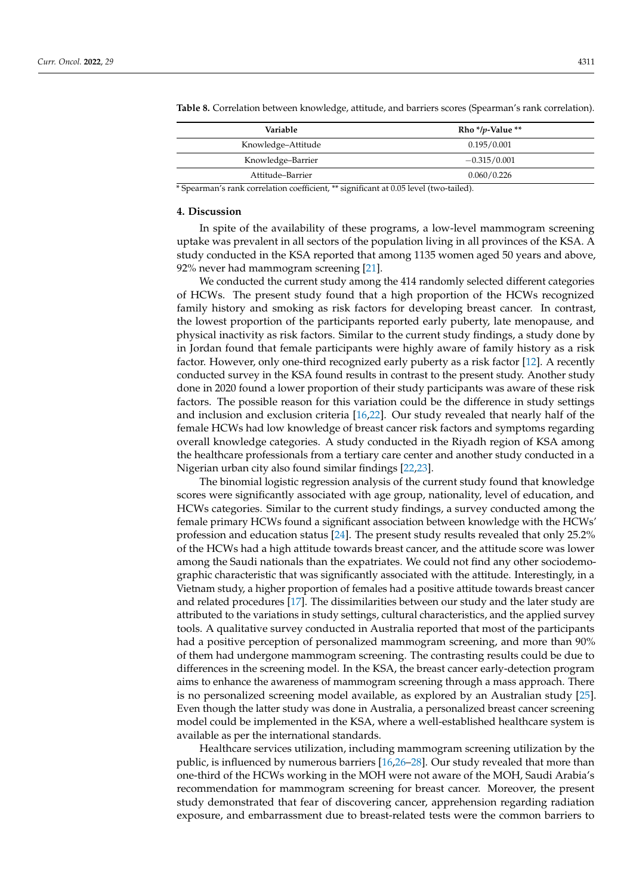**Table 8.** Correlation between knowledge, attitude, and barriers scores (Spearman's rank correlation).

| Variable | Rho */*p*-Value ** |
|---|---|
| Knowledge–Attitude | 0.195/0.001 |
| Knowledge–Barrier | −0.315/0.001 |
| Attitude–Barrier | 0.060/0.226 |

* Spearman's rank correlation coefficient, ** significant at 0.05 level (two-tailed).

## 4. Discussion

In spite of the availability of these programs, a low-level mammogram screening uptake was prevalent in all sectors of the population living in all provinces of the KSA. A study conducted in the KSA reported that among 1135 women aged 50 years and above, 92% never had mammogram screening [21].

We conducted the current study among the 414 randomly selected different categories of HCWs. The present study found that a high proportion of the HCWs recognized family history and smoking as risk factors for developing breast cancer. In contrast, the lowest proportion of the participants reported early puberty, late menopause, and physical inactivity as risk factors. Similar to the current study findings, a study done by in Jordan found that female participants were highly aware of family history as a risk factor. However, only one-third recognized early puberty as a risk factor [12]. A recently conducted survey in the KSA found results in contrast to the present study. Another study done in 2020 found a lower proportion of their study participants was aware of these risk factors. The possible reason for this variation could be the difference in study settings and inclusion and exclusion criteria [16,22]. Our study revealed that nearly half of the female HCWs had low knowledge of breast cancer risk factors and symptoms regarding overall knowledge categories. A study conducted in the Riyadh region of KSA among the healthcare professionals from a tertiary care center and another study conducted in a Nigerian urban city also found similar findings [22,23].

The binomial logistic regression analysis of the current study found that knowledge scores were significantly associated with age group, nationality, level of education, and HCWs categories. Similar to the current study findings, a survey conducted among the female primary HCWs found a significant association between knowledge with the HCWs' profession and education status [24]. The present study results revealed that only 25.2% of the HCWs had a high attitude towards breast cancer, and the attitude score was lower among the Saudi nationals than the expatriates. We could not find any other sociodemographic characteristic that was significantly associated with the attitude. Interestingly, in a Vietnam study, a higher proportion of females had a positive attitude towards breast cancer and related procedures [17]. The dissimilarities between our study and the later study are attributed to the variations in study settings, cultural characteristics, and the applied survey tools. A qualitative survey conducted in Australia reported that most of the participants had a positive perception of personalized mammogram screening, and more than 90% of them had undergone mammogram screening. The contrasting results could be due to differences in the screening model. In the KSA, the breast cancer early-detection program aims to enhance the awareness of mammogram screening through a mass approach. There is no personalized screening model available, as explored by an Australian study [25]. Even though the latter study was done in Australia, a personalized breast cancer screening model could be implemented in the KSA, where a well-established healthcare system is available as per the international standards.

Healthcare services utilization, including mammogram screening utilization by the public, is influenced by numerous barriers [16,26–28]. Our study revealed that more than one-third of the HCWs working in the MOH were not aware of the MOH, Saudi Arabia's recommendation for mammogram screening for breast cancer. Moreover, the present study demonstrated that fear of discovering cancer, apprehension regarding radiation exposure, and embarrassment due to breast-related tests were the common barriers to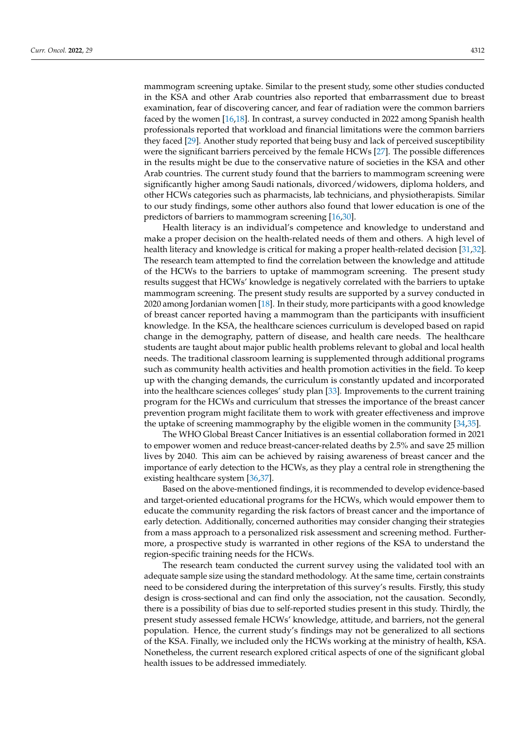mammogram screening uptake. Similar to the present study, some other studies conducted in the KSA and other Arab countries also reported that embarrassment due to breast examination, fear of discovering cancer, and fear of radiation were the common barriers faced by the women [16,18]. In contrast, a survey conducted in 2022 among Spanish health professionals reported that workload and financial limitations were the common barriers they faced [29]. Another study reported that being busy and lack of perceived susceptibility were the significant barriers perceived by the female HCWs [27]. The possible differences in the results might be due to the conservative nature of societies in the KSA and other Arab countries. The current study found that the barriers to mammogram screening were significantly higher among Saudi nationals, divorced/widowers, diploma holders, and other HCWs categories such as pharmacists, lab technicians, and physiotherapists. Similar to our study findings, some other authors also found that lower education is one of the predictors of barriers to mammogram screening [16,30].

Health literacy is an individual's competence and knowledge to understand and make a proper decision on the health-related needs of them and others. A high level of health literacy and knowledge is critical for making a proper health-related decision [31,32]. The research team attempted to find the correlation between the knowledge and attitude of the HCWs to the barriers to uptake of mammogram screening. The present study results suggest that HCWs' knowledge is negatively correlated with the barriers to uptake mammogram screening. The present study results are supported by a survey conducted in 2020 among Jordanian women [18]. In their study, more participants with a good knowledge of breast cancer reported having a mammogram than the participants with insufficient knowledge. In the KSA, the healthcare sciences curriculum is developed based on rapid change in the demography, pattern of disease, and health care needs. The healthcare students are taught about major public health problems relevant to global and local health needs. The traditional classroom learning is supplemented through additional programs such as community health activities and health promotion activities in the field. To keep up with the changing demands, the curriculum is constantly updated and incorporated into the healthcare sciences colleges' study plan [33]. Improvements to the current training program for the HCWs and curriculum that stresses the importance of the breast cancer prevention program might facilitate them to work with greater effectiveness and improve the uptake of screening mammography by the eligible women in the community [34,35].

The WHO Global Breast Cancer Initiatives is an essential collaboration formed in 2021 to empower women and reduce breast-cancer-related deaths by 2.5% and save 25 million lives by 2040. This aim can be achieved by raising awareness of breast cancer and the importance of early detection to the HCWs, as they play a central role in strengthening the existing healthcare system [36,37].

Based on the above-mentioned findings, it is recommended to develop evidence-based and target-oriented educational programs for the HCWs, which would empower them to educate the community regarding the risk factors of breast cancer and the importance of early detection. Additionally, concerned authorities may consider changing their strategies from a mass approach to a personalized risk assessment and screening method. Furthermore, a prospective study is warranted in other regions of the KSA to understand the region-specific training needs for the HCWs.

The research team conducted the current survey using the validated tool with an adequate sample size using the standard methodology. At the same time, certain constraints need to be considered during the interpretation of this survey's results. Firstly, this study design is cross-sectional and can find only the association, not the causation. Secondly, there is a possibility of bias due to self-reported studies present in this study. Thirdly, the present study assessed female HCWs' knowledge, attitude, and barriers, not the general population. Hence, the current study's findings may not be generalized to all sections of the KSA. Finally, we included only the HCWs working at the ministry of health, KSA. Nonetheless, the current research explored critical aspects of one of the significant global health issues to be addressed immediately.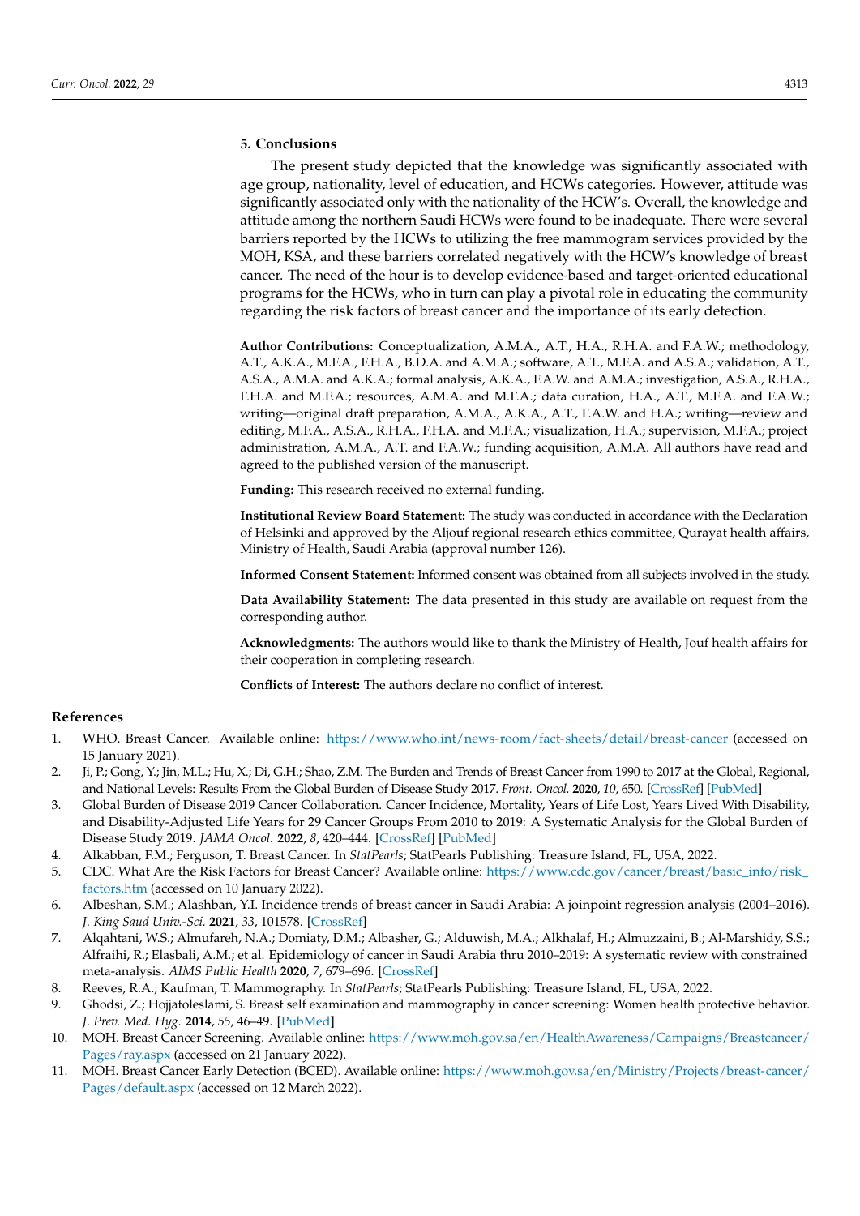## 5. Conclusions

The present study depicted that the knowledge was significantly associated with age group, nationality, level of education, and HCWs categories. However, attitude was significantly associated only with the nationality of the HCW's. Overall, the knowledge and attitude among the northern Saudi HCWs were found to be inadequate. There were several barriers reported by the HCWs to utilizing the free mammogram services provided by the MOH, KSA, and these barriers correlated negatively with the HCW's knowledge of breast cancer. The need of the hour is to develop evidence-based and target-oriented educational programs for the HCWs, who in turn can play a pivotal role in educating the community regarding the risk factors of breast cancer and the importance of its early detection.

**Author Contributions:** Conceptualization, A.M.A., A.T., H.A., R.H.A. and F.A.W.; methodology, A.T., A.K.A., M.F.A., F.H.A., B.D.A. and A.M.A.; software, A.T., M.F.A. and A.S.A.; validation, A.T., A.S.A., A.M.A. and A.K.A.; formal analysis, A.K.A., F.A.W. and A.M.A.; investigation, A.S.A., R.H.A., F.H.A. and M.F.A.; resources, A.M.A. and M.F.A.; data curation, H.A., A.T., M.F.A. and F.A.W.; writing—original draft preparation, A.M.A., A.K.A., A.T., F.A.W. and H.A.; writing—review and editing, M.F.A., A.S.A., R.H.A., F.H.A. and M.F.A.; visualization, H.A.; supervision, M.F.A.; project administration, A.M.A., A.T. and F.A.W.; funding acquisition, A.M.A. All authors have read and agreed to the published version of the manuscript.

**Funding:** This research received no external funding.

**Institutional Review Board Statement:** The study was conducted in accordance with the Declaration of Helsinki and approved by the Aljouf regional research ethics committee, Qurayat health affairs, Ministry of Health, Saudi Arabia (approval number 126).

**Informed Consent Statement:** Informed consent was obtained from all subjects involved in the study.

**Data Availability Statement:** The data presented in this study are available on request from the corresponding author.

**Acknowledgments:** The authors would like to thank the Ministry of Health, Jouf health affairs for their cooperation in completing research.

**Conflicts of Interest:** The authors declare no conflict of interest.

## References

1. WHO. Breast Cancer. Available online: https://www.who.int/news-room/fact-sheets/detail/breast-cancer (accessed on 15 January 2021).
2. Ji, P.; Gong, Y.; Jin, M.L.; Hu, X.; Di, G.H.; Shao, Z.M. The Burden and Trends of Breast Cancer from 1990 to 2017 at the Global, Regional, and National Levels: Results From the Global Burden of Disease Study 2017. *Front. Oncol.* **2020**, *10*, 650. [CrossRef] [PubMed]
3. Global Burden of Disease 2019 Cancer Collaboration. Cancer Incidence, Mortality, Years of Life Lost, Years Lived With Disability, and Disability-Adjusted Life Years for 29 Cancer Groups From 2010 to 2019: A Systematic Analysis for the Global Burden of Disease Study 2019. *JAMA Oncol.* **2022**, *8*, 420–444. [CrossRef] [PubMed]
4. Alkabban, F.M.; Ferguson, T. Breast Cancer. In *StatPearls*; StatPearls Publishing: Treasure Island, FL, USA, 2022.
5. CDC. What Are the Risk Factors for Breast Cancer? Available online: https://www.cdc.gov/cancer/breast/basic_info/risk_factors.htm (accessed on 10 January 2022).
6. Albeshan, S.M.; Alashban, Y.I. Incidence trends of breast cancer in Saudi Arabia: A joinpoint regression analysis (2004–2016). *J. King Saud Univ.-Sci.* **2021**, *33*, 101578. [CrossRef]
7. Alqahtani, W.S.; Almufareh, N.A.; Domiaty, D.M.; Albasher, G.; Alduwish, M.A.; Alkhalaf, H.; Almuzzaini, B.; Al-Marshidy, S.S.; Alfraihi, R.; Elasbali, A.M.; et al. Epidemiology of cancer in Saudi Arabia thru 2010–2019: A systematic review with constrained meta-analysis. *AIMS Public Health* **2020**, *7*, 679–696. [CrossRef]
8. Reeves, R.A.; Kaufman, T. Mammography. In *StatPearls*; StatPearls Publishing: Treasure Island, FL, USA, 2022.
9. Ghodsi, Z.; Hojjatoleslami, S. Breast self examination and mammography in cancer screening: Women health protective behavior. *J. Prev. Med. Hyg.* **2014**, *55*, 46–49. [PubMed]
10. MOH. Breast Cancer Screening. Available online: https://www.moh.gov.sa/en/HealthAwareness/Campaigns/Breastcancer/Pages/ray.aspx (accessed on 21 January 2022).
11. MOH. Breast Cancer Early Detection (BCED). Available online: https://www.moh.gov.sa/en/Ministry/Projects/breast-cancer/Pages/default.aspx (accessed on 12 March 2022).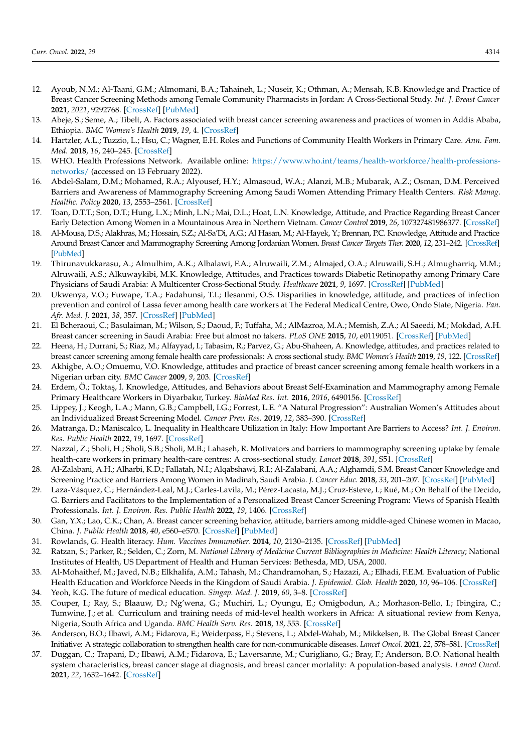12. Ayoub, N.M.; Al-Taani, G.M.; Almomani, B.A.; Tahaineh, L.; Nuseir, K.; Othman, A.; Mensah, K.B. Knowledge and Practice of Breast Cancer Screening Methods among Female Community Pharmacists in Jordan: A Cross-Sectional Study. *Int. J. Breast Cancer* **2021**, *2021*, 9292768. [CrossRef] [PubMed]
13. Abeje, S.; Seme, A.; Tibelt, A. Factors associated with breast cancer screening awareness and practices of women in Addis Ababa, Ethiopia. *BMC Women's Health* **2019**, *19*, 4. [CrossRef]
14. Hartzler, A.L.; Tuzzio, L.; Hsu, C.; Wagner, E.H. Roles and Functions of Community Health Workers in Primary Care. *Ann. Fam. Med.* **2018**, *16*, 240–245. [CrossRef]
15. WHO. Health Professions Network. Available online: https://www.who.int/teams/health-workforce/health-professions-networks/ (accessed on 13 February 2022).
16. Abdel-Salam, D.M.; Mohamed, R.A.; Alyousef, H.Y.; Almasoud, W.A.; Alanzi, M.B.; Mubarak, A.Z.; Osman, D.M. Perceived Barriers and Awareness of Mammography Screening Among Saudi Women Attending Primary Health Centers. *Risk Manag. Healthc. Policy* **2020**, *13*, 2553–2561. [CrossRef]
17. Toan, D.T.T.; Son, D.T.; Hung, L.X.; Minh, L.N.; Mai, D.L.; Hoat, L.N. Knowledge, Attitude, and Practice Regarding Breast Cancer Early Detection Among Women in a Mountainous Area in Northern Vietnam. *Cancer Control* **2019**, *26*, 107327481986377. [CrossRef]
18. Al-Mousa, D.S.; Alakhras, M.; Hossain, S.Z.; Al-Sa'Di, A.G.; Al Hasan, M.; Al-Hayek, Y.; Brennan, P.C. Knowledge, Attitude and Practice Around Breast Cancer and Mammography Screening Among Jordanian Women. *Breast Cancer Targets Ther.* **2020**, *12*, 231–242. [CrossRef] [PubMed]
19. Thirunavukkarasu, A.; Almulhim, A.K.; Albalawi, F.A.; Alruwaili, Z.M.; Almajed, O.A.; Alruwaili, S.H.; Almugharriq, M.M.; Alruwaili, A.S.; Alkuwaykibi, M.K. Knowledge, Attitudes, and Practices towards Diabetic Retinopathy among Primary Care Physicians of Saudi Arabia: A Multicenter Cross-Sectional Study. *Healthcare* **2021**, *9*, 1697. [CrossRef] [PubMed]
20. Ukwenya, V.O.; Fuwape, T.A.; Fadahunsi, T.I.; Ilesanmi, O.S. Disparities in knowledge, attitude, and practices of infection prevention and control of Lassa fever among health care workers at The Federal Medical Centre, Owo, Ondo State, Nigeria. *Pan. Afr. Med. J.* **2021**, *38*, 357. [CrossRef] [PubMed]
21. El Bcheraoui, C.; Basulaiman, M.; Wilson, S.; Daoud, F.; Tuffaha, M.; AlMazroa, M.A.; Memish, Z.A.; Al Saeedi, M.; Mokdad, A.H. Breast cancer screening in Saudi Arabia: Free but almost no takers. *PLoS ONE* **2015**, *10*, e0119051. [CrossRef] [PubMed]
22. Heena, H.; Durrani, S.; Riaz, M.; Alfayyad, I.; Tabasim, R.; Parvez, G.; Abu-Shaheen, A. Knowledge, attitudes, and practices related to breast cancer screening among female health care professionals: A cross sectional study. *BMC Women's Health* **2019**, *19*, 122. [CrossRef]
23. Akhigbe, A.O.; Omuemu, V.O. Knowledge, attitudes and practice of breast cancer screening among female health workers in a Nigerian urban city. *BMC Cancer* **2009**, *9*, 203. [CrossRef]
24. Erdem, Ö.; Toktaş, İ. Knowledge, Attitudes, and Behaviors about Breast Self-Examination and Mammography among Female Primary Healthcare Workers in Diyarbakır, Turkey. *BioMed Res. Int.* **2016**, *2016*, 6490156. [CrossRef]
25. Lippey, J.; Keogh, L.A.; Mann, G.B.; Campbell, I.G.; Forrest, L.E. "A Natural Progression": Australian Women's Attitudes about an Individualized Breast Screening Model. *Cancer Prev. Res.* **2019**, *12*, 383–390. [CrossRef]
26. Matranga, D.; Maniscalco, L. Inequality in Healthcare Utilization in Italy: How Important Are Barriers to Access? *Int. J. Environ. Res. Public Health* **2022**, *19*, 1697. [CrossRef]
27. Nazzal, Z.; Sholi, H.; Sholi, S.B.; Sholi, M.B.; Lahaseh, R. Motivators and barriers to mammography screening uptake by female health-care workers in primary health-care centres: A cross-sectional study. *Lancet* **2018**, *391*, S51. [CrossRef]
28. Al-Zalabani, A.H.; Alharbi, K.D.; Fallatah, N.I.; Alqabshawi, R.I.; Al-Zalabani, A.A.; Alghamdi, S.M. Breast Cancer Knowledge and Screening Practice and Barriers Among Women in Madinah, Saudi Arabia. *J. Cancer Educ.* **2018**, *33*, 201–207. [CrossRef] [PubMed]
29. Laza-Vásquez, C.; Hernández-Leal, M.J.; Carles-Lavila, M.; Pérez-Lacasta, M.J.; Cruz-Esteve, I.; Rué, M.; On Behalf of the Decido, G. Barriers and Facilitators to the Implementation of a Personalized Breast Cancer Screening Program: Views of Spanish Health Professionals. *Int. J. Environ. Res. Public Health* **2022**, *19*, 1406. [CrossRef]
30. Gan, Y.X.; Lao, C.K.; Chan, A. Breast cancer screening behavior, attitude, barriers among middle-aged Chinese women in Macao, China. *J. Public Health* **2018**, *40*, e560–e570. [CrossRef] [PubMed]
31. Rowlands, G. Health literacy. *Hum. Vaccines Immunother.* **2014**, *10*, 2130–2135. [CrossRef] [PubMed]
32. Ratzan, S.; Parker, R.; Selden, C.; Zorn, M. *National Library of Medicine Current Bibliographies in Medicine: Health Literacy*; National Institutes of Health, US Department of Health and Human Services: Bethesda, MD, USA, 2000.
33. Al-Mohaithef, M.; Javed, N.B.; Elkhalifa, A.M.; Tahash, M.; Chandramohan, S.; Hazazi, A.; Elhadi, F.E.M. Evaluation of Public Health Education and Workforce Needs in the Kingdom of Saudi Arabia. *J. Epidemiol. Glob. Health* **2020**, *10*, 96–106. [CrossRef]
34. Yeoh, K.G. The future of medical education. *Singap. Med. J.* **2019**, *60*, 3–8. [CrossRef]
35. Couper, I.; Ray, S.; Blaauw, D.; Ng'wena, G.; Muchiri, L.; Oyungu, E.; Omigbodun, A.; Morhason-Bello, I.; Ibingira, C.; Tumwine, J.; et al. Curriculum and training needs of mid-level health workers in Africa: A situational review from Kenya, Nigeria, South Africa and Uganda. *BMC Health Serv. Res.* **2018**, *18*, 553. [CrossRef]
36. Anderson, B.O.; Ilbawi, A.M.; Fidarova, E.; Weiderpass, E.; Stevens, L.; Abdel-Wahab, M.; Mikkelsen, B. The Global Breast Cancer Initiative: A strategic collaboration to strengthen health care for non-communicable diseases. *Lancet Oncol.* **2021**, *22*, 578–581. [CrossRef]
37. Duggan, C.; Trapani, D.; Ilbawi, A.M.; Fidarova, E.; Laversanne, M.; Curigliano, G.; Bray, F.; Anderson, B.O. National health system characteristics, breast cancer stage at diagnosis, and breast cancer mortality: A population-based analysis. *Lancet Oncol.* **2021**, *22*, 1632–1642. [CrossRef]